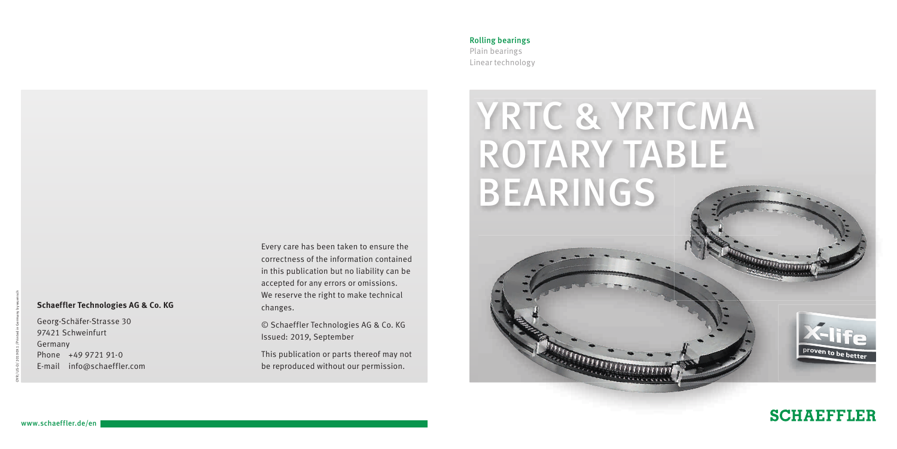**Rolling bearings**
Plain bearings
Linear technology

# YRTC & YRTCMA ROTARY TABLE BEARINGS

X-life
proven to be better

SCHAEFFLER

**Schaeffler Technologies AG & Co. KG**

Georg-Schäfer-Strasse 30
97421 Schweinfurt
Germany
Phone +49 9721 91-0
E-mail info@schaeffler.com

Every care has been taken to ensure the correctness of the information contained in this publication but no liability can be accepted for any errors or omissions. We reserve the right to make technical changes.

© Schaeffler Technologies AG & Co. KG
Issued: 2019, September

This publication or parts thereof may not be reproduced without our permission.

www.schaeffler.de/en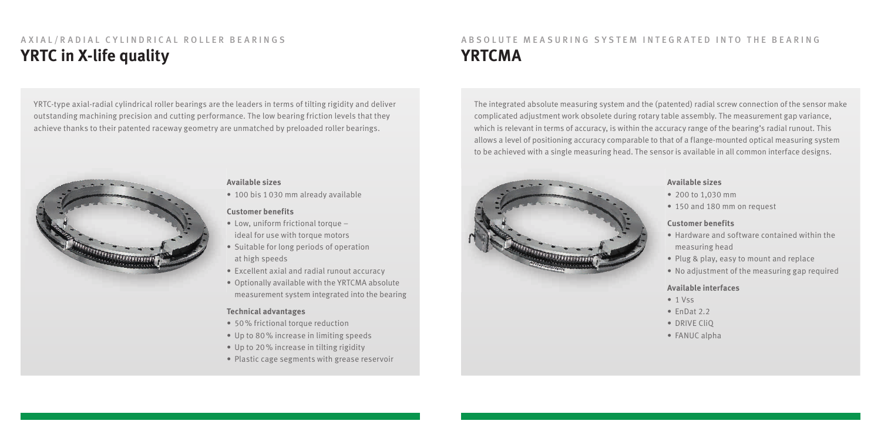AXIAL/RADIAL CYLINDRICAL ROLLER BEARINGS

## YRTC in X-life quality

YRTC-type axial-radial cylindrical roller bearings are the leaders in terms of tilting rigidity and deliver outstanding machining precision and cutting performance. The low bearing friction levels that they achieve thanks to their patented raceway geometry are unmatched by preloaded roller bearings.

**Available sizes**

- 100 bis 1 030 mm already available

**Customer benefits**

- Low, uniform frictional torque – ideal for use with torque motors
- Suitable for long periods of operation at high speeds
- Excellent axial and radial runout accuracy
- Optionally available with the YRTCMA absolute measurement system integrated into the bearing

**Technical advantages**

- 50% frictional torque reduction
- Up to 80% increase in limiting speeds
- Up to 20% increase in tilting rigidity
- Plastic cage segments with grease reservoir

ABSOLUTE MEASURING SYSTEM INTEGRATED INTO THE BEARING

## YRTCMA

The integrated absolute measuring system and the (patented) radial screw connection of the sensor make complicated adjustment work obsolete during rotary table assembly. The measurement gap variance, which is relevant in terms of accuracy, is within the accuracy range of the bearing's radial runout. This allows a level of positioning accuracy comparable to that of a flange-mounted optical measuring system to be achieved with a single measuring head. The sensor is available in all common interface designs.

**Available sizes**

- 200 to 1,030 mm
- 150 and 180 mm on request

**Customer benefits**

- Hardware and software contained within the measuring head
- Plug & play, easy to mount and replace
- No adjustment of the measuring gap required

**Available interfaces**

- 1 Vss
- EnDat 2.2
- DRIVE CliQ
- FANUC alpha